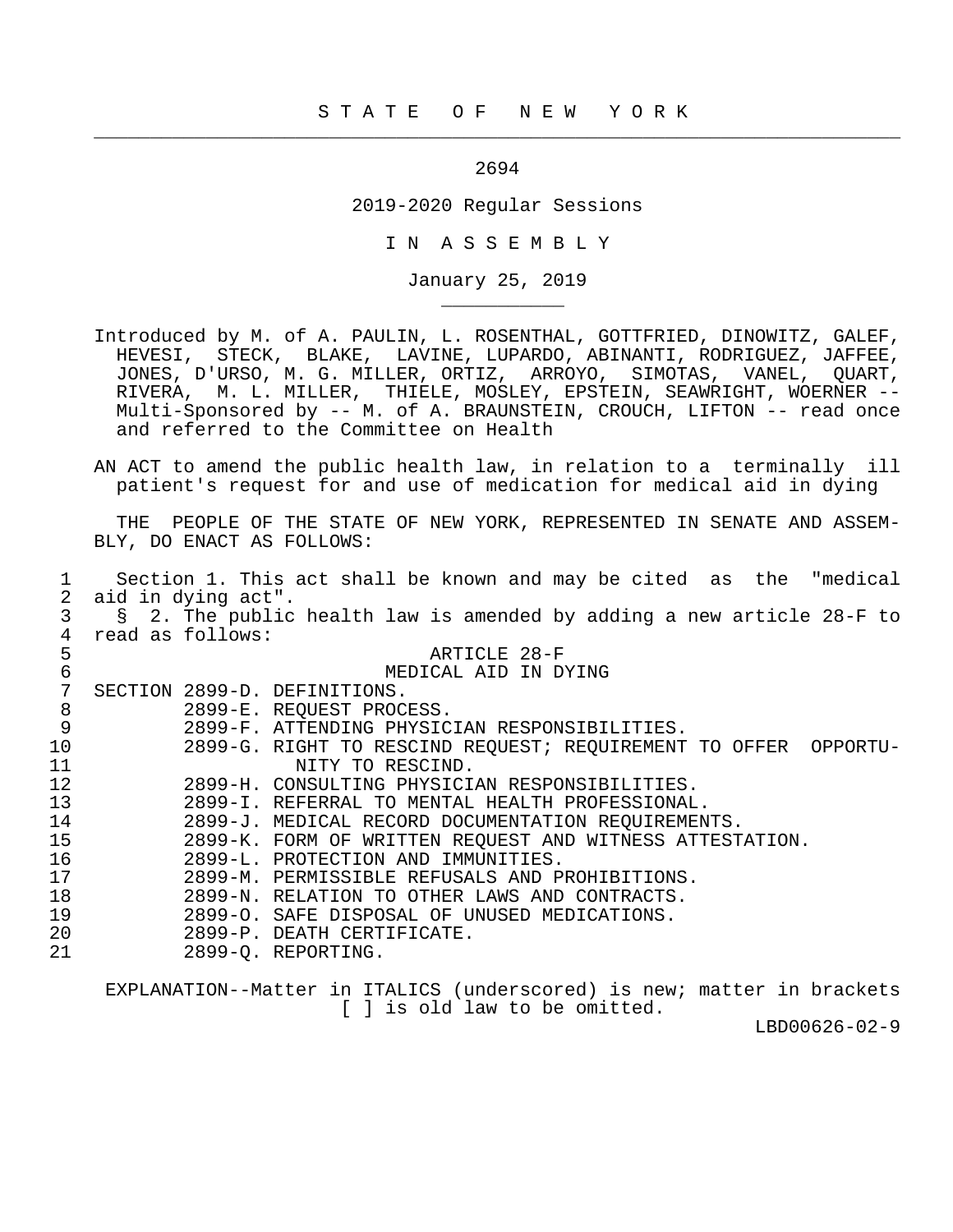# STATE OF NEW YORK

2694

2019-2020 Regular Sessions

# IN ASSEMBLY

January 25, 2019

Introduced by M. of A. PAULIN, L. ROSENTHAL, GOTTFRIED, DINOWITZ, GALEF, HEVESI, STECK, BLAKE, LAVINE, LUPARDO, ABINANTI, RODRIGUEZ, JAFFEE, JONES, D'URSO, M. G. MILLER, ORTIZ, ARROYO, SIMOTAS, VANEL, QUART, RIVERA, M. L. MILLER, THIELE, MOSLEY, EPSTEIN, SEAWRIGHT, WOERNER -- Multi-Sponsored by -- M. of A. BRAUNSTEIN, CROUCH, LIFTON -- read once and referred to the Committee on Health

AN ACT to amend the public health law, in relation to a terminally ill patient's request for and use of medication for medical aid in dying

THE PEOPLE OF THE STATE OF NEW YORK, REPRESENTED IN SENATE AND ASSEMBLY, DO ENACT AS FOLLOWS:

1 Section 1. This act shall be known and may be cited as the "medical
2 aid in dying act".
3 § 2. The public health law is amended by adding a new article 28-F to
4 read as follows:

5 ARTICLE 28-F
6 MEDICAL AID IN DYING

7 SECTION 2899-D. DEFINITIONS.
8 2899-E. REQUEST PROCESS.
9 2899-F. ATTENDING PHYSICIAN RESPONSIBILITIES.
10 2899-G. RIGHT TO RESCIND REQUEST; REQUIREMENT TO OFFER OPPORTU-
11 NITY TO RESCIND.
12 2899-H. CONSULTING PHYSICIAN RESPONSIBILITIES.
13 2899-I. REFERRAL TO MENTAL HEALTH PROFESSIONAL.
14 2899-J. MEDICAL RECORD DOCUMENTATION REQUIREMENTS.
15 2899-K. FORM OF WRITTEN REQUEST AND WITNESS ATTESTATION.
16 2899-L. PROTECTION AND IMMUNITIES.
17 2899-M. PERMISSIBLE REFUSALS AND PROHIBITIONS.
18 2899-N. RELATION TO OTHER LAWS AND CONTRACTS.
19 2899-O. SAFE DISPOSAL OF UNUSED MEDICATIONS.
20 2899-P. DEATH CERTIFICATE.
21 2899-Q. REPORTING.

EXPLANATION--Matter in ITALICS (underscored) is new; matter in brackets [ ] is old law to be omitted.

LBD00626-02-9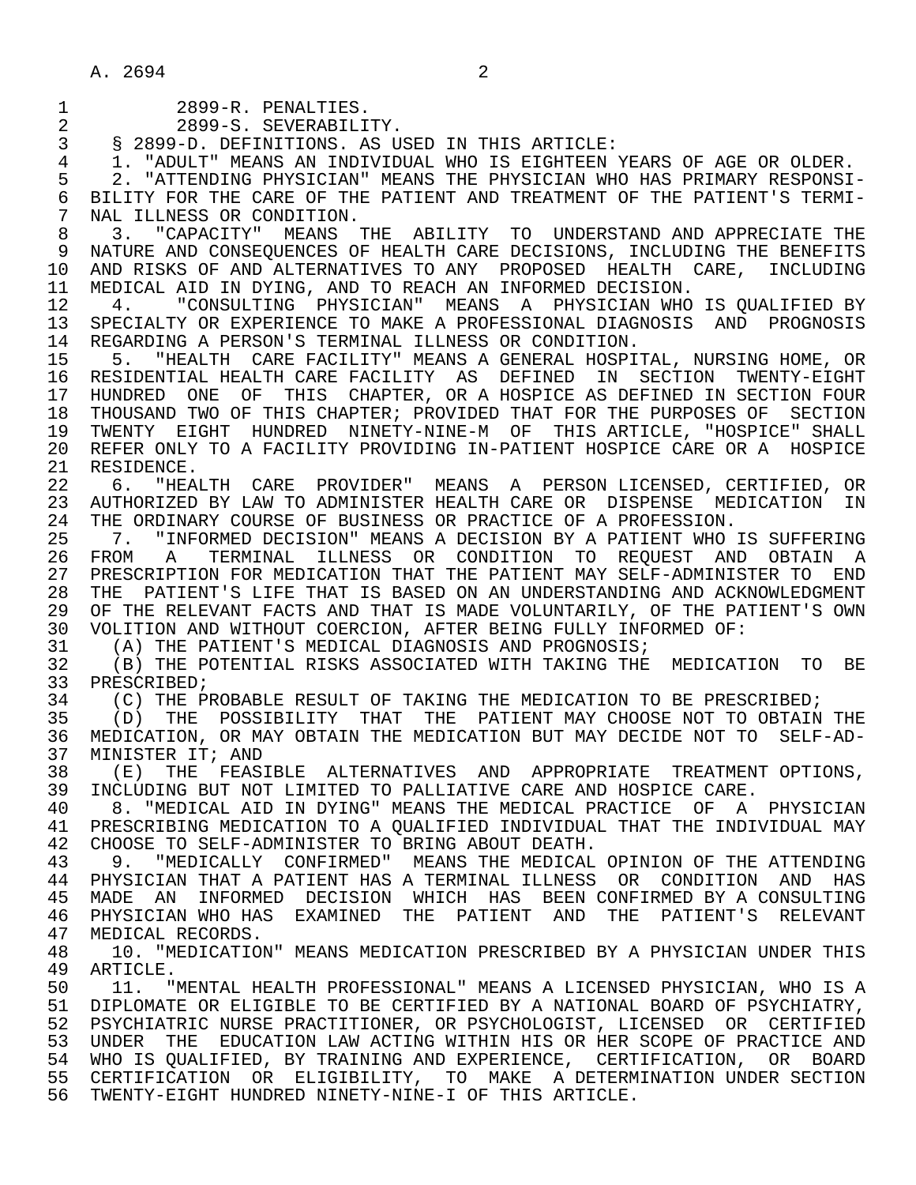2899-R. PENALTIES.
2899-S. SEVERABILITY.

§ 2899-D. DEFINITIONS. AS USED IN THIS ARTICLE:

1. "ADULT" MEANS AN INDIVIDUAL WHO IS EIGHTEEN YEARS OF AGE OR OLDER.

2. "ATTENDING PHYSICIAN" MEANS THE PHYSICIAN WHO HAS PRIMARY RESPONSIBILITY FOR THE CARE OF THE PATIENT AND TREATMENT OF THE PATIENT'S TERMINAL ILLNESS OR CONDITION.

3. "CAPACITY" MEANS THE ABILITY TO UNDERSTAND AND APPRECIATE THE NATURE AND CONSEQUENCES OF HEALTH CARE DECISIONS, INCLUDING THE BENEFITS AND RISKS OF AND ALTERNATIVES TO ANY PROPOSED HEALTH CARE, INCLUDING MEDICAL AID IN DYING, AND TO REACH AN INFORMED DECISION.

4. "CONSULTING PHYSICIAN" MEANS A PHYSICIAN WHO IS QUALIFIED BY SPECIALTY OR EXPERIENCE TO MAKE A PROFESSIONAL DIAGNOSIS AND PROGNOSIS REGARDING A PERSON'S TERMINAL ILLNESS OR CONDITION.

5. "HEALTH CARE FACILITY" MEANS A GENERAL HOSPITAL, NURSING HOME, OR RESIDENTIAL HEALTH CARE FACILITY AS DEFINED IN SECTION TWENTY-EIGHT HUNDRED ONE OF THIS CHAPTER, OR A HOSPICE AS DEFINED IN SECTION FOUR THOUSAND TWO OF THIS CHAPTER; PROVIDED THAT FOR THE PURPOSES OF SECTION TWENTY EIGHT HUNDRED NINETY-NINE-M OF THIS ARTICLE, "HOSPICE" SHALL REFER ONLY TO A FACILITY PROVIDING IN-PATIENT HOSPICE CARE OR A HOSPICE RESIDENCE.

6. "HEALTH CARE PROVIDER" MEANS A PERSON LICENSED, CERTIFIED, OR AUTHORIZED BY LAW TO ADMINISTER HEALTH CARE OR DISPENSE MEDICATION IN THE ORDINARY COURSE OF BUSINESS OR PRACTICE OF A PROFESSION.

7. "INFORMED DECISION" MEANS A DECISION BY A PATIENT WHO IS SUFFERING FROM A TERMINAL ILLNESS OR CONDITION TO REQUEST AND OBTAIN A PRESCRIPTION FOR MEDICATION THAT THE PATIENT MAY SELF-ADMINISTER TO END THE PATIENT'S LIFE THAT IS BASED ON AN UNDERSTANDING AND ACKNOWLEDGMENT OF THE RELEVANT FACTS AND THAT IS MADE VOLUNTARILY, OF THE PATIENT'S OWN VOLITION AND WITHOUT COERCION, AFTER BEING FULLY INFORMED OF:

(A) THE PATIENT'S MEDICAL DIAGNOSIS AND PROGNOSIS;

(B) THE POTENTIAL RISKS ASSOCIATED WITH TAKING THE MEDICATION TO BE PRESCRIBED;

(C) THE PROBABLE RESULT OF TAKING THE MEDICATION TO BE PRESCRIBED;

(D) THE POSSIBILITY THAT THE PATIENT MAY CHOOSE NOT TO OBTAIN THE MEDICATION, OR MAY OBTAIN THE MEDICATION BUT MAY DECIDE NOT TO SELF-ADMINISTER IT; AND

(E) THE FEASIBLE ALTERNATIVES AND APPROPRIATE TREATMENT OPTIONS, INCLUDING BUT NOT LIMITED TO PALLIATIVE CARE AND HOSPICE CARE.

8. "MEDICAL AID IN DYING" MEANS THE MEDICAL PRACTICE OF A PHYSICIAN PRESCRIBING MEDICATION TO A QUALIFIED INDIVIDUAL THAT THE INDIVIDUAL MAY CHOOSE TO SELF-ADMINISTER TO BRING ABOUT DEATH.

9. "MEDICALLY CONFIRMED" MEANS THE MEDICAL OPINION OF THE ATTENDING PHYSICIAN THAT A PATIENT HAS A TERMINAL ILLNESS OR CONDITION AND HAS MADE AN INFORMED DECISION WHICH HAS BEEN CONFIRMED BY A CONSULTING PHYSICIAN WHO HAS EXAMINED THE PATIENT AND THE PATIENT'S RELEVANT MEDICAL RECORDS.

10. "MEDICATION" MEANS MEDICATION PRESCRIBED BY A PHYSICIAN UNDER THIS ARTICLE.

11. "MENTAL HEALTH PROFESSIONAL" MEANS A LICENSED PHYSICIAN, WHO IS A DIPLOMATE OR ELIGIBLE TO BE CERTIFIED BY A NATIONAL BOARD OF PSYCHIATRY, PSYCHIATRIC NURSE PRACTITIONER, OR PSYCHOLOGIST, LICENSED OR CERTIFIED UNDER THE EDUCATION LAW ACTING WITHIN HIS OR HER SCOPE OF PRACTICE AND WHO IS QUALIFIED, BY TRAINING AND EXPERIENCE, CERTIFICATION, OR BOARD CERTIFICATION OR ELIGIBILITY, TO MAKE A DETERMINATION UNDER SECTION TWENTY-EIGHT HUNDRED NINETY-NINE-I OF THIS ARTICLE.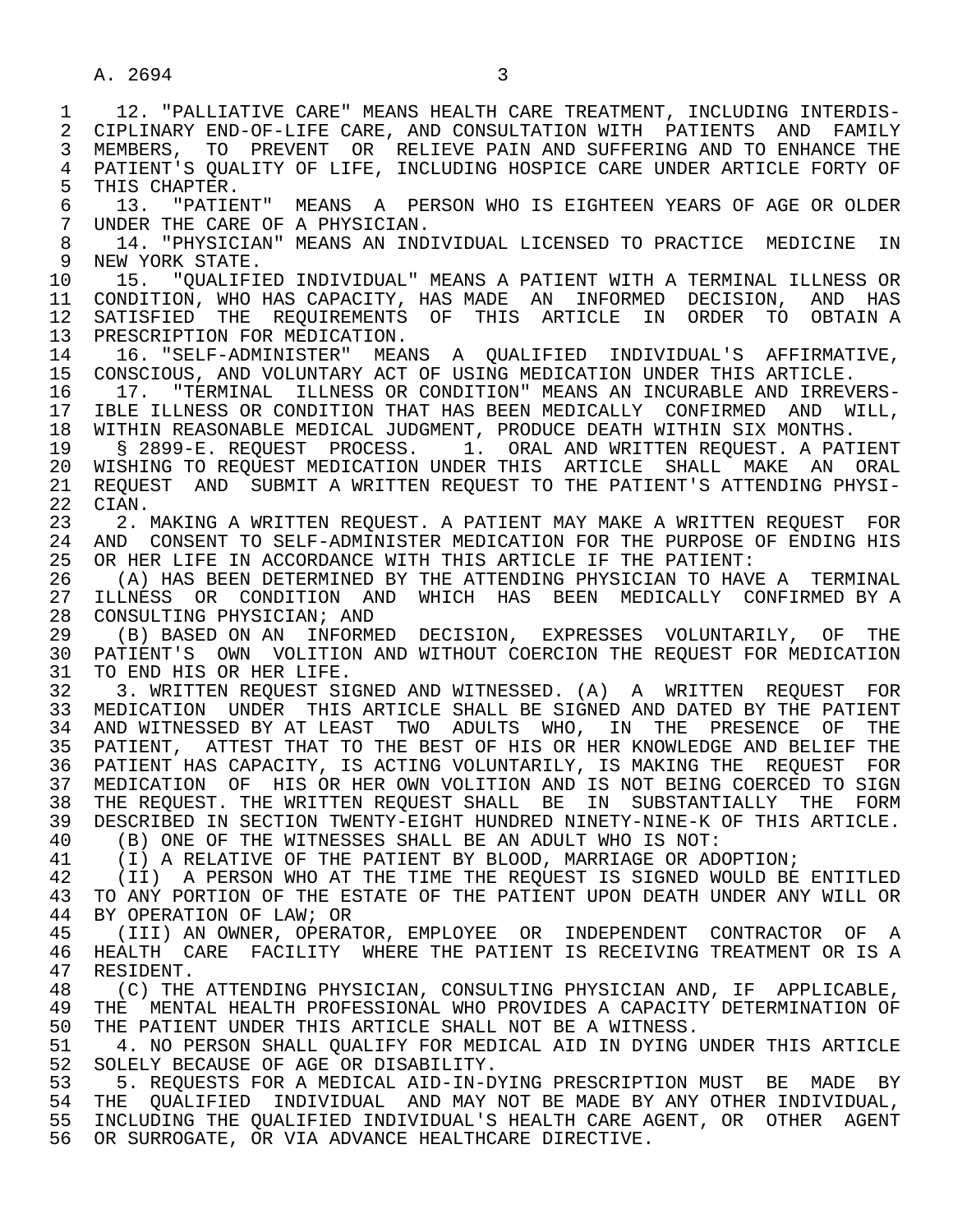12. "PALLIATIVE CARE" MEANS HEALTH CARE TREATMENT, INCLUDING INTERDISCIPLINARY END-OF-LIFE CARE, AND CONSULTATION WITH PATIENTS AND FAMILY MEMBERS, TO PREVENT OR RELIEVE PAIN AND SUFFERING AND TO ENHANCE THE PATIENT'S QUALITY OF LIFE, INCLUDING HOSPICE CARE UNDER ARTICLE FORTY OF THIS CHAPTER.

13. "PATIENT" MEANS A PERSON WHO IS EIGHTEEN YEARS OF AGE OR OLDER UNDER THE CARE OF A PHYSICIAN.

14. "PHYSICIAN" MEANS AN INDIVIDUAL LICENSED TO PRACTICE MEDICINE IN NEW YORK STATE.

15. "QUALIFIED INDIVIDUAL" MEANS A PATIENT WITH A TERMINAL ILLNESS OR CONDITION, WHO HAS CAPACITY, HAS MADE AN INFORMED DECISION, AND HAS SATISFIED THE REQUIREMENTS OF THIS ARTICLE IN ORDER TO OBTAIN A PRESCRIPTION FOR MEDICATION.

16. "SELF-ADMINISTER" MEANS A QUALIFIED INDIVIDUAL'S AFFIRMATIVE, CONSCIOUS, AND VOLUNTARY ACT OF USING MEDICATION UNDER THIS ARTICLE.

17. "TERMINAL ILLNESS OR CONDITION" MEANS AN INCURABLE AND IRREVERSIBLE ILLNESS OR CONDITION THAT HAS BEEN MEDICALLY CONFIRMED AND WILL, WITHIN REASONABLE MEDICAL JUDGMENT, PRODUCE DEATH WITHIN SIX MONTHS.

§ 2899-E. REQUEST PROCESS. 1. ORAL AND WRITTEN REQUEST. A PATIENT WISHING TO REQUEST MEDICATION UNDER THIS ARTICLE SHALL MAKE AN ORAL REQUEST AND SUBMIT A WRITTEN REQUEST TO THE PATIENT'S ATTENDING PHYSICIAN.

2. MAKING A WRITTEN REQUEST. A PATIENT MAY MAKE A WRITTEN REQUEST FOR AND CONSENT TO SELF-ADMINISTER MEDICATION FOR THE PURPOSE OF ENDING HIS OR HER LIFE IN ACCORDANCE WITH THIS ARTICLE IF THE PATIENT:

(A) HAS BEEN DETERMINED BY THE ATTENDING PHYSICIAN TO HAVE A TERMINAL ILLNESS OR CONDITION AND WHICH HAS BEEN MEDICALLY CONFIRMED BY A CONSULTING PHYSICIAN; AND

(B) BASED ON AN INFORMED DECISION, EXPRESSES VOLUNTARILY, OF THE PATIENT'S OWN VOLITION AND WITHOUT COERCION THE REQUEST FOR MEDICATION TO END HIS OR HER LIFE.

3. WRITTEN REQUEST SIGNED AND WITNESSED. (A) A WRITTEN REQUEST FOR MEDICATION UNDER THIS ARTICLE SHALL BE SIGNED AND DATED BY THE PATIENT AND WITNESSED BY AT LEAST TWO ADULTS WHO, IN THE PRESENCE OF THE PATIENT, ATTEST THAT TO THE BEST OF HIS OR HER KNOWLEDGE AND BELIEF THE PATIENT HAS CAPACITY, IS ACTING VOLUNTARILY, IS MAKING THE REQUEST FOR MEDICATION OF HIS OR HER OWN VOLITION AND IS NOT BEING COERCED TO SIGN THE REQUEST. THE WRITTEN REQUEST SHALL BE IN SUBSTANTIALLY THE FORM DESCRIBED IN SECTION TWENTY-EIGHT HUNDRED NINETY-NINE-K OF THIS ARTICLE.

(B) ONE OF THE WITNESSES SHALL BE AN ADULT WHO IS NOT:

(I) A RELATIVE OF THE PATIENT BY BLOOD, MARRIAGE OR ADOPTION;

(II) A PERSON WHO AT THE TIME THE REQUEST IS SIGNED WOULD BE ENTITLED TO ANY PORTION OF THE ESTATE OF THE PATIENT UPON DEATH UNDER ANY WILL OR BY OPERATION OF LAW; OR

(III) AN OWNER, OPERATOR, EMPLOYEE OR INDEPENDENT CONTRACTOR OF A HEALTH CARE FACILITY WHERE THE PATIENT IS RECEIVING TREATMENT OR IS A RESIDENT.

(C) THE ATTENDING PHYSICIAN, CONSULTING PHYSICIAN AND, IF APPLICABLE, THE MENTAL HEALTH PROFESSIONAL WHO PROVIDES A CAPACITY DETERMINATION OF THE PATIENT UNDER THIS ARTICLE SHALL NOT BE A WITNESS.

4. NO PERSON SHALL QUALIFY FOR MEDICAL AID IN DYING UNDER THIS ARTICLE SOLELY BECAUSE OF AGE OR DISABILITY.

5. REQUESTS FOR A MEDICAL AID-IN-DYING PRESCRIPTION MUST BE MADE BY THE QUALIFIED INDIVIDUAL AND MAY NOT BE MADE BY ANY OTHER INDIVIDUAL, INCLUDING THE QUALIFIED INDIVIDUAL'S HEALTH CARE AGENT, OR OTHER AGENT OR SURROGATE, OR VIA ADVANCE HEALTHCARE DIRECTIVE.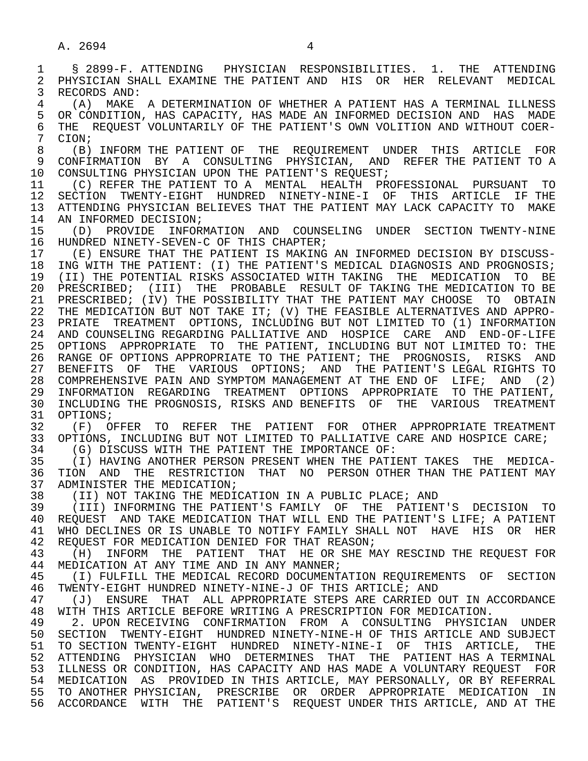§ 2899-F. ATTENDING PHYSICIAN RESPONSIBILITIES. 1. THE ATTENDING PHYSICIAN SHALL EXAMINE THE PATIENT AND HIS OR HER RELEVANT MEDICAL RECORDS AND:

(A) MAKE A DETERMINATION OF WHETHER A PATIENT HAS A TERMINAL ILLNESS OR CONDITION, HAS CAPACITY, HAS MADE AN INFORMED DECISION AND HAS MADE THE REQUEST VOLUNTARILY OF THE PATIENT'S OWN VOLITION AND WITHOUT COERCION;

(B) INFORM THE PATIENT OF THE REQUIREMENT UNDER THIS ARTICLE FOR CONFIRMATION BY A CONSULTING PHYSICIAN, AND REFER THE PATIENT TO A CONSULTING PHYSICIAN UPON THE PATIENT'S REQUEST;

(C) REFER THE PATIENT TO A MENTAL HEALTH PROFESSIONAL PURSUANT TO SECTION TWENTY-EIGHT HUNDRED NINETY-NINE-I OF THIS ARTICLE IF THE ATTENDING PHYSICIAN BELIEVES THAT THE PATIENT MAY LACK CAPACITY TO MAKE AN INFORMED DECISION;

(D) PROVIDE INFORMATION AND COUNSELING UNDER SECTION TWENTY-NINE HUNDRED NINETY-SEVEN-C OF THIS CHAPTER;

(E) ENSURE THAT THE PATIENT IS MAKING AN INFORMED DECISION BY DISCUSSING WITH THE PATIENT: (I) THE PATIENT'S MEDICAL DIAGNOSIS AND PROGNOSIS; (II) THE POTENTIAL RISKS ASSOCIATED WITH TAKING THE MEDICATION TO BE PRESCRIBED; (III) THE PROBABLE RESULT OF TAKING THE MEDICATION TO BE PRESCRIBED; (IV) THE POSSIBILITY THAT THE PATIENT MAY CHOOSE TO OBTAIN THE MEDICATION BUT NOT TAKE IT; (V) THE FEASIBLE ALTERNATIVES AND APPROPRIATE TREATMENT OPTIONS, INCLUDING BUT NOT LIMITED TO (1) INFORMATION AND COUNSELING REGARDING PALLIATIVE AND HOSPICE CARE AND END-OF-LIFE OPTIONS APPROPRIATE TO THE PATIENT, INCLUDING BUT NOT LIMITED TO: THE RANGE OF OPTIONS APPROPRIATE TO THE PATIENT; THE PROGNOSIS, RISKS AND BENEFITS OF THE VARIOUS OPTIONS; AND THE PATIENT'S LEGAL RIGHTS TO COMPREHENSIVE PAIN AND SYMPTOM MANAGEMENT AT THE END OF LIFE; AND (2) INFORMATION REGARDING TREATMENT OPTIONS APPROPRIATE TO THE PATIENT, INCLUDING THE PROGNOSIS, RISKS AND BENEFITS OF THE VARIOUS TREATMENT OPTIONS;

(F) OFFER TO REFER THE PATIENT FOR OTHER APPROPRIATE TREATMENT OPTIONS, INCLUDING BUT NOT LIMITED TO PALLIATIVE CARE AND HOSPICE CARE;

(G) DISCUSS WITH THE PATIENT THE IMPORTANCE OF:

(I) HAVING ANOTHER PERSON PRESENT WHEN THE PATIENT TAKES THE MEDICATION AND THE RESTRICTION THAT NO PERSON OTHER THAN THE PATIENT MAY ADMINISTER THE MEDICATION;

(II) NOT TAKING THE MEDICATION IN A PUBLIC PLACE; AND

(III) INFORMING THE PATIENT'S FAMILY OF THE PATIENT'S DECISION TO REQUEST AND TAKE MEDICATION THAT WILL END THE PATIENT'S LIFE; A PATIENT WHO DECLINES OR IS UNABLE TO NOTIFY FAMILY SHALL NOT HAVE HIS OR HER REQUEST FOR MEDICATION DENIED FOR THAT REASON;

(H) INFORM THE PATIENT THAT HE OR SHE MAY RESCIND THE REQUEST FOR MEDICATION AT ANY TIME AND IN ANY MANNER;

(I) FULFILL THE MEDICAL RECORD DOCUMENTATION REQUIREMENTS OF SECTION TWENTY-EIGHT HUNDRED NINETY-NINE-J OF THIS ARTICLE; AND

(J) ENSURE THAT ALL APPROPRIATE STEPS ARE CARRIED OUT IN ACCORDANCE WITH THIS ARTICLE BEFORE WRITING A PRESCRIPTION FOR MEDICATION.

2. UPON RECEIVING CONFIRMATION FROM A CONSULTING PHYSICIAN UNDER SECTION TWENTY-EIGHT HUNDRED NINETY-NINE-H OF THIS ARTICLE AND SUBJECT TO SECTION TWENTY-EIGHT HUNDRED NINETY-NINE-I OF THIS ARTICLE, THE ATTENDING PHYSICIAN WHO DETERMINES THAT THE PATIENT HAS A TERMINAL ILLNESS OR CONDITION, HAS CAPACITY AND HAS MADE A VOLUNTARY REQUEST FOR MEDICATION AS PROVIDED IN THIS ARTICLE, MAY PERSONALLY, OR BY REFERRAL TO ANOTHER PHYSICIAN, PRESCRIBE OR ORDER APPROPRIATE MEDICATION IN ACCORDANCE WITH THE PATIENT'S REQUEST UNDER THIS ARTICLE, AND AT THE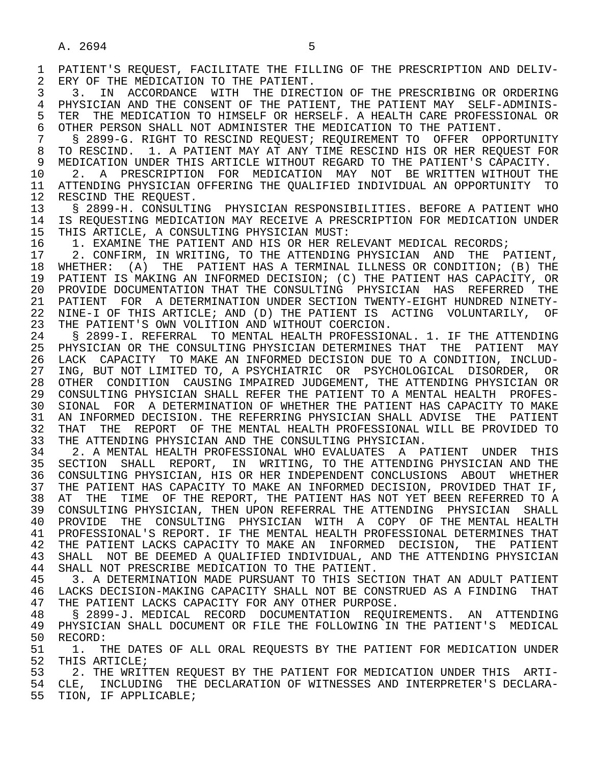PATIENT'S REQUEST, FACILITATE THE FILLING OF THE PRESCRIPTION AND DELIVERY OF THE MEDICATION TO THE PATIENT.

3. IN ACCORDANCE WITH THE DIRECTION OF THE PRESCRIBING OR ORDERING PHYSICIAN AND THE CONSENT OF THE PATIENT, THE PATIENT MAY SELF-ADMINISTER THE MEDICATION TO HIMSELF OR HERSELF. A HEALTH CARE PROFESSIONAL OR OTHER PERSON SHALL NOT ADMINISTER THE MEDICATION TO THE PATIENT.

§ 2899-G. RIGHT TO RESCIND REQUEST; REQUIREMENT TO OFFER OPPORTUNITY TO RESCIND. 1. A PATIENT MAY AT ANY TIME RESCIND HIS OR HER REQUEST FOR MEDICATION UNDER THIS ARTICLE WITHOUT REGARD TO THE PATIENT'S CAPACITY.

2. A PRESCRIPTION FOR MEDICATION MAY NOT BE WRITTEN WITHOUT THE ATTENDING PHYSICIAN OFFERING THE QUALIFIED INDIVIDUAL AN OPPORTUNITY TO RESCIND THE REQUEST.

§ 2899-H. CONSULTING PHYSICIAN RESPONSIBILITIES. BEFORE A PATIENT WHO IS REQUESTING MEDICATION MAY RECEIVE A PRESCRIPTION FOR MEDICATION UNDER THIS ARTICLE, A CONSULTING PHYSICIAN MUST:

1. EXAMINE THE PATIENT AND HIS OR HER RELEVANT MEDICAL RECORDS;

2. CONFIRM, IN WRITING, TO THE ATTENDING PHYSICIAN AND THE PATIENT, WHETHER: (A) THE PATIENT HAS A TERMINAL ILLNESS OR CONDITION; (B) THE PATIENT IS MAKING AN INFORMED DECISION; (C) THE PATIENT HAS CAPACITY, OR PROVIDE DOCUMENTATION THAT THE CONSULTING PHYSICIAN HAS REFERRED THE PATIENT FOR A DETERMINATION UNDER SECTION TWENTY-EIGHT HUNDRED NINETY-NINE-I OF THIS ARTICLE; AND (D) THE PATIENT IS ACTING VOLUNTARILY, OF THE PATIENT'S OWN VOLITION AND WITHOUT COERCION.

§ 2899-I. REFERRAL TO MENTAL HEALTH PROFESSIONAL. 1. IF THE ATTENDING PHYSICIAN OR THE CONSULTING PHYSICIAN DETERMINES THAT THE PATIENT MAY LACK CAPACITY TO MAKE AN INFORMED DECISION DUE TO A CONDITION, INCLUDING, BUT NOT LIMITED TO, A PSYCHIATRIC OR PSYCHOLOGICAL DISORDER, OR OTHER CONDITION CAUSING IMPAIRED JUDGEMENT, THE ATTENDING PHYSICIAN OR CONSULTING PHYSICIAN SHALL REFER THE PATIENT TO A MENTAL HEALTH PROFESSIONAL FOR A DETERMINATION OF WHETHER THE PATIENT HAS CAPACITY TO MAKE AN INFORMED DECISION. THE REFERRING PHYSICIAN SHALL ADVISE THE PATIENT THAT THE REPORT OF THE MENTAL HEALTH PROFESSIONAL WILL BE PROVIDED TO THE ATTENDING PHYSICIAN AND THE CONSULTING PHYSICIAN.

2. A MENTAL HEALTH PROFESSIONAL WHO EVALUATES A PATIENT UNDER THIS SECTION SHALL REPORT, IN WRITING, TO THE ATTENDING PHYSICIAN AND THE CONSULTING PHYSICIAN, HIS OR HER INDEPENDENT CONCLUSIONS ABOUT WHETHER THE PATIENT HAS CAPACITY TO MAKE AN INFORMED DECISION, PROVIDED THAT IF, AT THE TIME OF THE REPORT, THE PATIENT HAS NOT YET BEEN REFERRED TO A CONSULTING PHYSICIAN, THEN UPON REFERRAL THE ATTENDING PHYSICIAN SHALL PROVIDE THE CONSULTING PHYSICIAN WITH A COPY OF THE MENTAL HEALTH PROFESSIONAL'S REPORT. IF THE MENTAL HEALTH PROFESSIONAL DETERMINES THAT THE PATIENT LACKS CAPACITY TO MAKE AN INFORMED DECISION, THE PATIENT SHALL NOT BE DEEMED A QUALIFIED INDIVIDUAL, AND THE ATTENDING PHYSICIAN SHALL NOT PRESCRIBE MEDICATION TO THE PATIENT.

3. A DETERMINATION MADE PURSUANT TO THIS SECTION THAT AN ADULT PATIENT LACKS DECISION-MAKING CAPACITY SHALL NOT BE CONSTRUED AS A FINDING THAT THE PATIENT LACKS CAPACITY FOR ANY OTHER PURPOSE.

§ 2899-J. MEDICAL RECORD DOCUMENTATION REQUIREMENTS. AN ATTENDING PHYSICIAN SHALL DOCUMENT OR FILE THE FOLLOWING IN THE PATIENT'S MEDICAL RECORD:

1. THE DATES OF ALL ORAL REQUESTS BY THE PATIENT FOR MEDICATION UNDER THIS ARTICLE;

2. THE WRITTEN REQUEST BY THE PATIENT FOR MEDICATION UNDER THIS ARTICLE, INCLUDING THE DECLARATION OF WITNESSES AND INTERPRETER'S DECLARATION, IF APPLICABLE;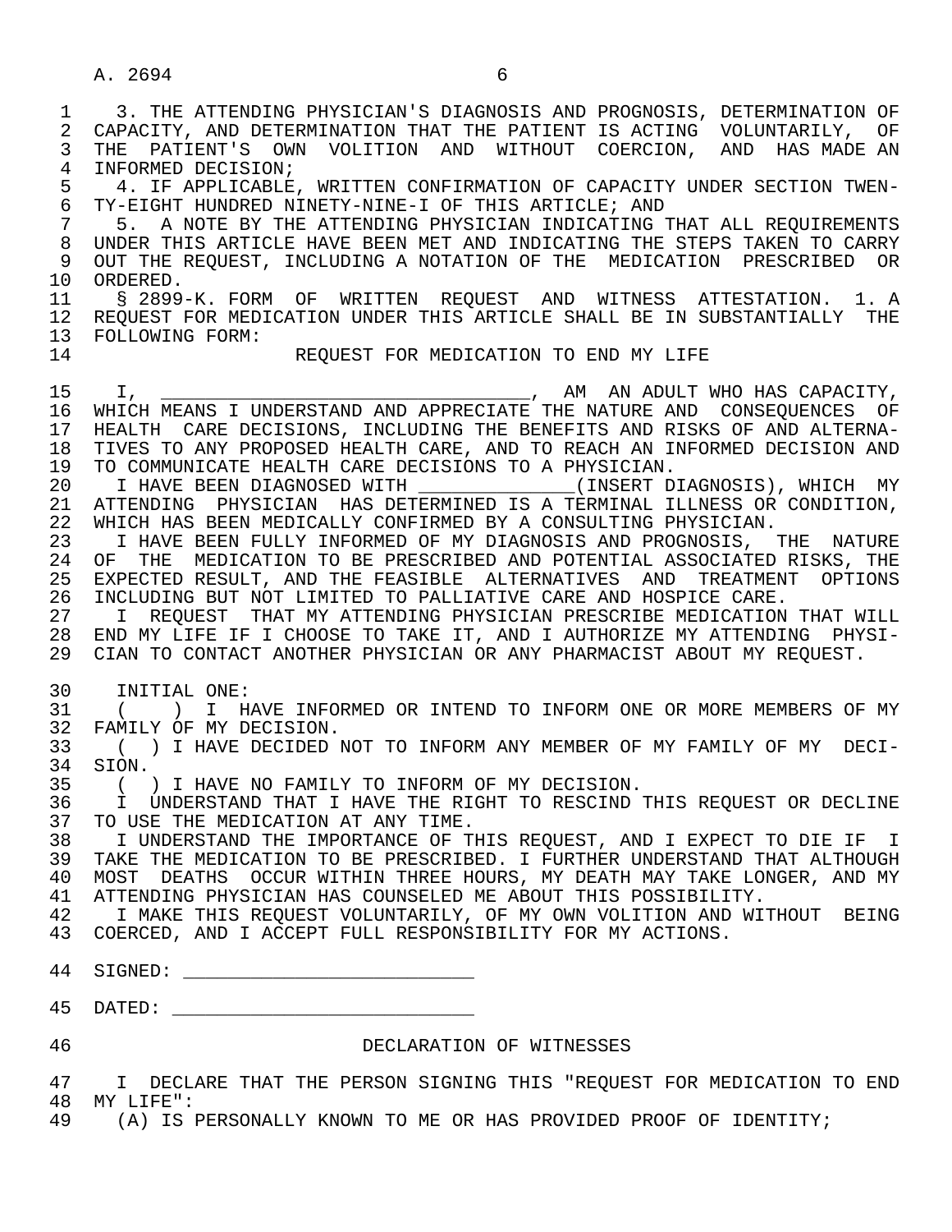3. THE ATTENDING PHYSICIAN'S DIAGNOSIS AND PROGNOSIS, DETERMINATION OF CAPACITY, AND DETERMINATION THAT THE PATIENT IS ACTING VOLUNTARILY, OF THE PATIENT'S OWN VOLITION AND WITHOUT COERCION, AND HAS MADE AN INFORMED DECISION;

4. IF APPLICABLE, WRITTEN CONFIRMATION OF CAPACITY UNDER SECTION TWENTY-EIGHT HUNDRED NINETY-NINE-I OF THIS ARTICLE; AND

5. A NOTE BY THE ATTENDING PHYSICIAN INDICATING THAT ALL REQUIREMENTS UNDER THIS ARTICLE HAVE BEEN MET AND INDICATING THE STEPS TAKEN TO CARRY OUT THE REQUEST, INCLUDING A NOTATION OF THE MEDICATION PRESCRIBED OR ORDERED.

§ 2899-K. FORM OF WRITTEN REQUEST AND WITNESS ATTESTATION. 1. A REQUEST FOR MEDICATION UNDER THIS ARTICLE SHALL BE IN SUBSTANTIALLY THE FOLLOWING FORM:

REQUEST FOR MEDICATION TO END MY LIFE

I, ________________________________, AM AN ADULT WHO HAS CAPACITY, WHICH MEANS I UNDERSTAND AND APPRECIATE THE NATURE AND CONSEQUENCES OF HEALTH CARE DECISIONS, INCLUDING THE BENEFITS AND RISKS OF AND ALTERNATIVES TO ANY PROPOSED HEALTH CARE, AND TO REACH AN INFORMED DECISION AND TO COMMUNICATE HEALTH CARE DECISIONS TO A PHYSICIAN.

I HAVE BEEN DIAGNOSED WITH _____________(INSERT DIAGNOSIS), WHICH MY ATTENDING PHYSICIAN HAS DETERMINED IS A TERMINAL ILLNESS OR CONDITION, WHICH HAS BEEN MEDICALLY CONFIRMED BY A CONSULTING PHYSICIAN.

I HAVE BEEN FULLY INFORMED OF MY DIAGNOSIS AND PROGNOSIS, THE NATURE OF THE MEDICATION TO BE PRESCRIBED AND POTENTIAL ASSOCIATED RISKS, THE EXPECTED RESULT, AND THE FEASIBLE ALTERNATIVES AND TREATMENT OPTIONS INCLUDING BUT NOT LIMITED TO PALLIATIVE CARE AND HOSPICE CARE.

I REQUEST THAT MY ATTENDING PHYSICIAN PRESCRIBE MEDICATION THAT WILL END MY LIFE IF I CHOOSE TO TAKE IT, AND I AUTHORIZE MY ATTENDING PHYSICIAN TO CONTACT ANOTHER PHYSICIAN OR ANY PHARMACIST ABOUT MY REQUEST.

INITIAL ONE:

( ) I HAVE INFORMED OR INTEND TO INFORM ONE OR MORE MEMBERS OF MY FAMILY OF MY DECISION.

( ) I HAVE DECIDED NOT TO INFORM ANY MEMBER OF MY FAMILY OF MY DECISION.

( ) I HAVE NO FAMILY TO INFORM OF MY DECISION.

I UNDERSTAND THAT I HAVE THE RIGHT TO RESCIND THIS REQUEST OR DECLINE TO USE THE MEDICATION AT ANY TIME.

I UNDERSTAND THE IMPORTANCE OF THIS REQUEST, AND I EXPECT TO DIE IF I TAKE THE MEDICATION TO BE PRESCRIBED. I FURTHER UNDERSTAND THAT ALTHOUGH MOST DEATHS OCCUR WITHIN THREE HOURS, MY DEATH MAY TAKE LONGER, AND MY ATTENDING PHYSICIAN HAS COUNSELED ME ABOUT THIS POSSIBILITY.

I MAKE THIS REQUEST VOLUNTARILY, OF MY OWN VOLITION AND WITHOUT BEING COERCED, AND I ACCEPT FULL RESPONSIBILITY FOR MY ACTIONS.

SIGNED: __________________________

DATED: ___________________________

DECLARATION OF WITNESSES

I DECLARE THAT THE PERSON SIGNING THIS "REQUEST FOR MEDICATION TO END MY LIFE":

(A) IS PERSONALLY KNOWN TO ME OR HAS PROVIDED PROOF OF IDENTITY;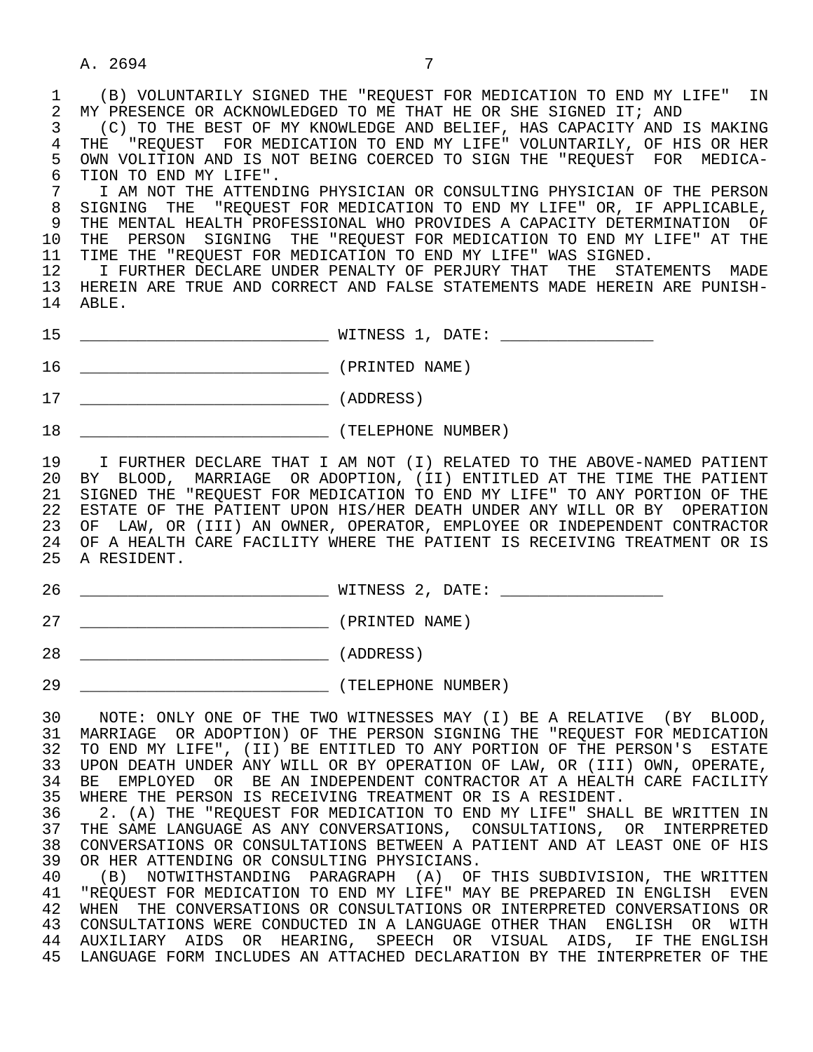(B) VOLUNTARILY SIGNED THE "REQUEST FOR MEDICATION TO END MY LIFE" IN MY PRESENCE OR ACKNOWLEDGED TO ME THAT HE OR SHE SIGNED IT; AND

(C) TO THE BEST OF MY KNOWLEDGE AND BELIEF, HAS CAPACITY AND IS MAKING THE "REQUEST FOR MEDICATION TO END MY LIFE" VOLUNTARILY, OF HIS OR HER OWN VOLITION AND IS NOT BEING COERCED TO SIGN THE "REQUEST FOR MEDICATION TO END MY LIFE".

I AM NOT THE ATTENDING PHYSICIAN OR CONSULTING PHYSICIAN OF THE PERSON SIGNING THE "REQUEST FOR MEDICATION TO END MY LIFE" OR, IF APPLICABLE, THE MENTAL HEALTH PROFESSIONAL WHO PROVIDES A CAPACITY DETERMINATION OF THE PERSON SIGNING THE "REQUEST FOR MEDICATION TO END MY LIFE" AT THE TIME THE "REQUEST FOR MEDICATION TO END MY LIFE" WAS SIGNED.

I FURTHER DECLARE UNDER PENALTY OF PERJURY THAT THE STATEMENTS MADE HEREIN ARE TRUE AND CORRECT AND FALSE STATEMENTS MADE HEREIN ARE PUNISHABLE.

__________________________ WITNESS 1, DATE: ________________

__________________________ (PRINTED NAME)

__________________________ (ADDRESS)

__________________________ (TELEPHONE NUMBER)

I FURTHER DECLARE THAT I AM NOT (I) RELATED TO THE ABOVE-NAMED PATIENT BY BLOOD, MARRIAGE OR ADOPTION, (II) ENTITLED AT THE TIME THE PATIENT SIGNED THE "REQUEST FOR MEDICATION TO END MY LIFE" TO ANY PORTION OF THE ESTATE OF THE PATIENT UPON HIS/HER DEATH UNDER ANY WILL OR BY OPERATION OF LAW, OR (III) AN OWNER, OPERATOR, EMPLOYEE OR INDEPENDENT CONTRACTOR OF A HEALTH CARE FACILITY WHERE THE PATIENT IS RECEIVING TREATMENT OR IS A RESIDENT.

__________________________ WITNESS 2, DATE: ________________

__________________________ (PRINTED NAME)

__________________________ (ADDRESS)

__________________________ (TELEPHONE NUMBER)

NOTE: ONLY ONE OF THE TWO WITNESSES MAY (I) BE A RELATIVE (BY BLOOD, MARRIAGE OR ADOPTION) OF THE PERSON SIGNING THE "REQUEST FOR MEDICATION TO END MY LIFE", (II) BE ENTITLED TO ANY PORTION OF THE PERSON'S ESTATE UPON DEATH UNDER ANY WILL OR BY OPERATION OF LAW, OR (III) OWN, OPERATE, BE EMPLOYED OR BE AN INDEPENDENT CONTRACTOR AT A HEALTH CARE FACILITY WHERE THE PERSON IS RECEIVING TREATMENT OR IS A RESIDENT.

2. (A) THE "REQUEST FOR MEDICATION TO END MY LIFE" SHALL BE WRITTEN IN THE SAME LANGUAGE AS ANY CONVERSATIONS, CONSULTATIONS, OR INTERPRETED CONVERSATIONS OR CONSULTATIONS BETWEEN A PATIENT AND AT LEAST ONE OF HIS OR HER ATTENDING OR CONSULTING PHYSICIANS.

(B) NOTWITHSTANDING PARAGRAPH (A) OF THIS SUBDIVISION, THE WRITTEN "REQUEST FOR MEDICATION TO END MY LIFE" MAY BE PREPARED IN ENGLISH EVEN WHEN THE CONVERSATIONS OR CONSULTATIONS OR INTERPRETED CONVERSATIONS OR CONSULTATIONS WERE CONDUCTED IN A LANGUAGE OTHER THAN ENGLISH OR WITH AUXILIARY AIDS OR HEARING, SPEECH OR VISUAL AIDS, IF THE ENGLISH LANGUAGE FORM INCLUDES AN ATTACHED DECLARATION BY THE INTERPRETER OF THE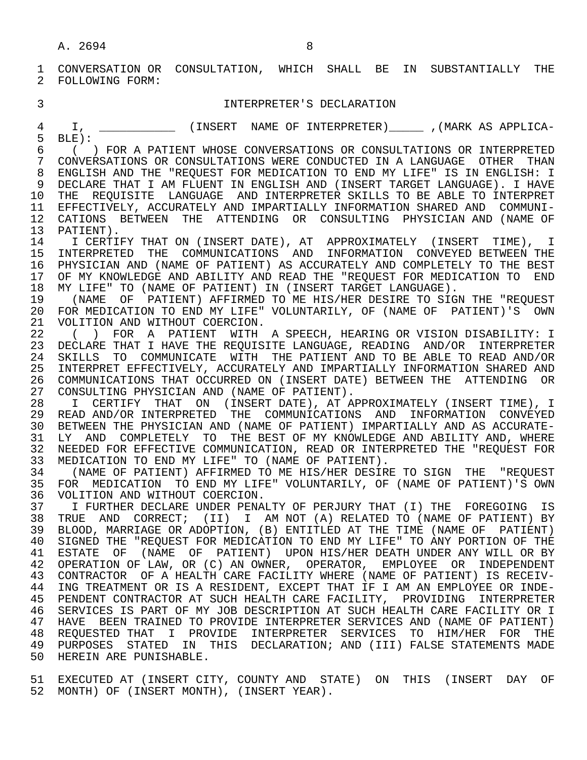CONVERSATION OR CONSULTATION, WHICH SHALL BE IN SUBSTANTIALLY THE FOLLOWING FORM:

### INTERPRETER'S DECLARATION

I, ___________ (INSERT NAME OF INTERPRETER)_____ ,(MARK AS APPLICABLE):

( ) FOR A PATIENT WHOSE CONVERSATIONS OR CONSULTATIONS OR INTERPRETED CONVERSATIONS OR CONSULTATIONS WERE CONDUCTED IN A LANGUAGE OTHER THAN ENGLISH AND THE "REQUEST FOR MEDICATION TO END MY LIFE" IS IN ENGLISH: I DECLARE THAT I AM FLUENT IN ENGLISH AND (INSERT TARGET LANGUAGE). I HAVE THE REQUISITE LANGUAGE AND INTERPRETER SKILLS TO BE ABLE TO INTERPRET EFFECTIVELY, ACCURATELY AND IMPARTIALLY INFORMATION SHARED AND COMMUNICATIONS BETWEEN THE ATTENDING OR CONSULTING PHYSICIAN AND (NAME OF PATIENT).

I CERTIFY THAT ON (INSERT DATE), AT APPROXIMATELY (INSERT TIME), I INTERPRETED THE COMMUNICATIONS AND INFORMATION CONVEYED BETWEEN THE PHYSICIAN AND (NAME OF PATIENT) AS ACCURATELY AND COMPLETELY TO THE BEST OF MY KNOWLEDGE AND ABILITY AND READ THE "REQUEST FOR MEDICATION TO END MY LIFE" TO (NAME OF PATIENT) IN (INSERT TARGET LANGUAGE).

(NAME OF PATIENT) AFFIRMED TO ME HIS/HER DESIRE TO SIGN THE "REQUEST FOR MEDICATION TO END MY LIFE" VOLUNTARILY, OF (NAME OF PATIENT)'S OWN VOLITION AND WITHOUT COERCION.

( ) FOR A PATIENT WITH A SPEECH, HEARING OR VISION DISABILITY: I DECLARE THAT I HAVE THE REQUISITE LANGUAGE, READING AND/OR INTERPRETER SKILLS TO COMMUNICATE WITH THE PATIENT AND TO BE ABLE TO READ AND/OR INTERPRET EFFECTIVELY, ACCURATELY AND IMPARTIALLY INFORMATION SHARED AND COMMUNICATIONS THAT OCCURRED ON (INSERT DATE) BETWEEN THE ATTENDING OR CONSULTING PHYSICIAN AND (NAME OF PATIENT).

I CERTIFY THAT ON (INSERT DATE), AT APPROXIMATELY (INSERT TIME), I READ AND/OR INTERPRETED THE COMMUNICATIONS AND INFORMATION CONVEYED BETWEEN THE PHYSICIAN AND (NAME OF PATIENT) IMPARTIALLY AND AS ACCURATELY AND COMPLETELY TO THE BEST OF MY KNOWLEDGE AND ABILITY AND, WHERE NEEDED FOR EFFECTIVE COMMUNICATION, READ OR INTERPRETED THE "REQUEST FOR MEDICATION TO END MY LIFE" TO (NAME OF PATIENT).

(NAME OF PATIENT) AFFIRMED TO ME HIS/HER DESIRE TO SIGN THE "REQUEST FOR MEDICATION TO END MY LIFE" VOLUNTARILY, OF (NAME OF PATIENT)'S OWN VOLITION AND WITHOUT COERCION.

I FURTHER DECLARE UNDER PENALTY OF PERJURY THAT (I) THE FOREGOING IS TRUE AND CORRECT; (II) I AM NOT (A) RELATED TO (NAME OF PATIENT) BY BLOOD, MARRIAGE OR ADOPTION, (B) ENTITLED AT THE TIME (NAME OF PATIENT) SIGNED THE "REQUEST FOR MEDICATION TO END MY LIFE" TO ANY PORTION OF THE ESTATE OF (NAME OF PATIENT) UPON HIS/HER DEATH UNDER ANY WILL OR BY OPERATION OF LAW, OR (C) AN OWNER, OPERATOR, EMPLOYEE OR INDEPENDENT CONTRACTOR OF A HEALTH CARE FACILITY WHERE (NAME OF PATIENT) IS RECEIVING TREATMENT OR IS A RESIDENT, EXCEPT THAT IF I AM AN EMPLOYEE OR INDEPENDENT CONTRACTOR AT SUCH HEALTH CARE FACILITY, PROVIDING INTERPRETER SERVICES IS PART OF MY JOB DESCRIPTION AT SUCH HEALTH CARE FACILITY OR I HAVE BEEN TRAINED TO PROVIDE INTERPRETER SERVICES AND (NAME OF PATIENT) REQUESTED THAT I PROVIDE INTERPRETER SERVICES TO HIM/HER FOR THE PURPOSES STATED IN THIS DECLARATION; AND (III) FALSE STATEMENTS MADE HEREIN ARE PUNISHABLE.

EXECUTED AT (INSERT CITY, COUNTY AND STATE) ON THIS (INSERT DAY OF MONTH) OF (INSERT MONTH), (INSERT YEAR).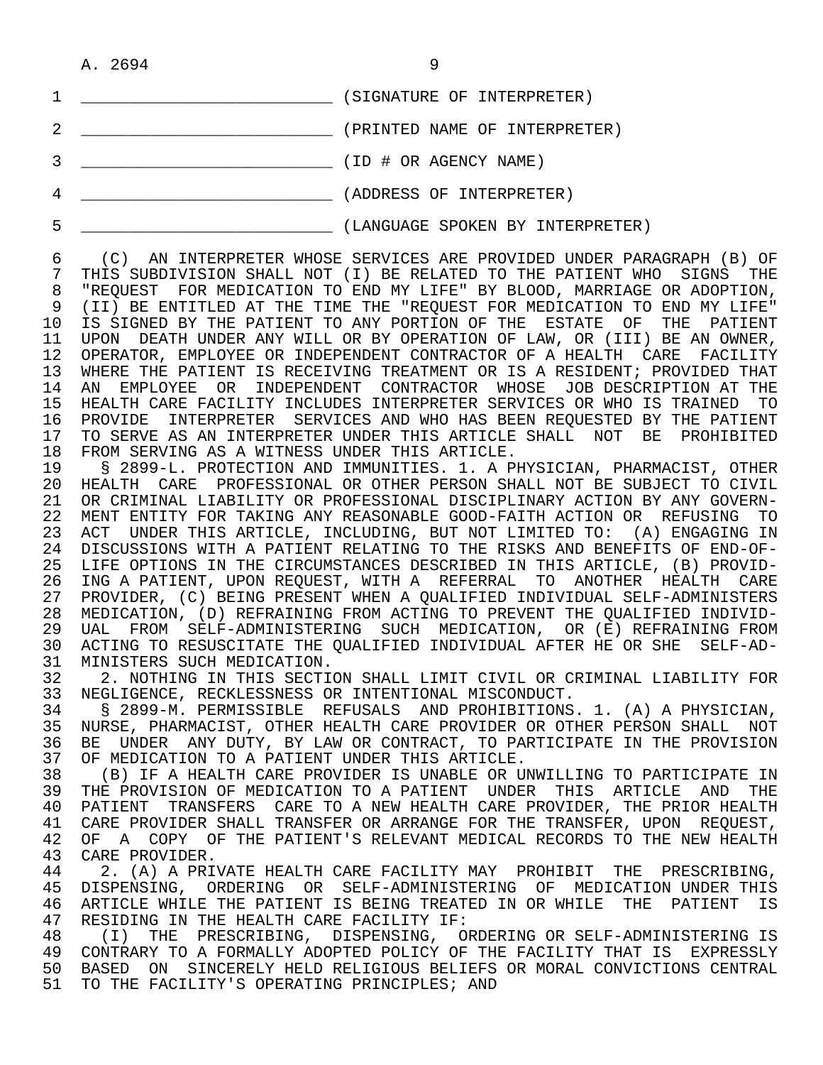\_\_\_\_\_\_\_\_\_\_\_\_\_\_\_\_\_\_\_\_\_\_\_\_\_\_ (SIGNATURE OF INTERPRETER)

\_\_\_\_\_\_\_\_\_\_\_\_\_\_\_\_\_\_\_\_\_\_\_\_\_\_ (PRINTED NAME OF INTERPRETER)

\_\_\_\_\_\_\_\_\_\_\_\_\_\_\_\_\_\_\_\_\_\_\_\_\_\_ (ID # OR AGENCY NAME)

\_\_\_\_\_\_\_\_\_\_\_\_\_\_\_\_\_\_\_\_\_\_\_\_\_\_ (ADDRESS OF INTERPRETER)

\_\_\_\_\_\_\_\_\_\_\_\_\_\_\_\_\_\_\_\_\_\_\_\_\_\_ (LANGUAGE SPOKEN BY INTERPRETER)

(C) AN INTERPRETER WHOSE SERVICES ARE PROVIDED UNDER PARAGRAPH (B) OF THIS SUBDIVISION SHALL NOT (I) BE RELATED TO THE PATIENT WHO SIGNS THE "REQUEST FOR MEDICATION TO END MY LIFE" BY BLOOD, MARRIAGE OR ADOPTION, (II) BE ENTITLED AT THE TIME THE "REQUEST FOR MEDICATION TO END MY LIFE" IS SIGNED BY THE PATIENT TO ANY PORTION OF THE ESTATE OF THE PATIENT UPON DEATH UNDER ANY WILL OR BY OPERATION OF LAW, OR (III) BE AN OWNER, OPERATOR, EMPLOYEE OR INDEPENDENT CONTRACTOR OF A HEALTH CARE FACILITY WHERE THE PATIENT IS RECEIVING TREATMENT OR IS A RESIDENT; PROVIDED THAT AN EMPLOYEE OR INDEPENDENT CONTRACTOR WHOSE JOB DESCRIPTION AT THE HEALTH CARE FACILITY INCLUDES INTERPRETER SERVICES OR WHO IS TRAINED TO PROVIDE INTERPRETER SERVICES AND WHO HAS BEEN REQUESTED BY THE PATIENT TO SERVE AS AN INTERPRETER UNDER THIS ARTICLE SHALL NOT BE PROHIBITED FROM SERVING AS A WITNESS UNDER THIS ARTICLE.

§ 2899-L. PROTECTION AND IMMUNITIES. 1. A PHYSICIAN, PHARMACIST, OTHER HEALTH CARE PROFESSIONAL OR OTHER PERSON SHALL NOT BE SUBJECT TO CIVIL OR CRIMINAL LIABILITY OR PROFESSIONAL DISCIPLINARY ACTION BY ANY GOVERNMENT ENTITY FOR TAKING ANY REASONABLE GOOD-FAITH ACTION OR REFUSING TO ACT UNDER THIS ARTICLE, INCLUDING, BUT NOT LIMITED TO: (A) ENGAGING IN DISCUSSIONS WITH A PATIENT RELATING TO THE RISKS AND BENEFITS OF END-OF-LIFE OPTIONS IN THE CIRCUMSTANCES DESCRIBED IN THIS ARTICLE, (B) PROVIDING A PATIENT, UPON REQUEST, WITH A REFERRAL TO ANOTHER HEALTH CARE PROVIDER, (C) BEING PRESENT WHEN A QUALIFIED INDIVIDUAL SELF-ADMINISTERS MEDICATION, (D) REFRAINING FROM ACTING TO PREVENT THE QUALIFIED INDIVIDUAL FROM SELF-ADMINISTERING SUCH MEDICATION, OR (E) REFRAINING FROM ACTING TO RESUSCITATE THE QUALIFIED INDIVIDUAL AFTER HE OR SHE SELF-ADMINISTERS SUCH MEDICATION.

2. NOTHING IN THIS SECTION SHALL LIMIT CIVIL OR CRIMINAL LIABILITY FOR NEGLIGENCE, RECKLESSNESS OR INTENTIONAL MISCONDUCT.

§ 2899-M. PERMISSIBLE REFUSALS AND PROHIBITIONS. 1. (A) A PHYSICIAN, NURSE, PHARMACIST, OTHER HEALTH CARE PROVIDER OR OTHER PERSON SHALL NOT BE UNDER ANY DUTY, BY LAW OR CONTRACT, TO PARTICIPATE IN THE PROVISION OF MEDICATION TO A PATIENT UNDER THIS ARTICLE.

(B) IF A HEALTH CARE PROVIDER IS UNABLE OR UNWILLING TO PARTICIPATE IN THE PROVISION OF MEDICATION TO A PATIENT UNDER THIS ARTICLE AND THE PATIENT TRANSFERS CARE TO A NEW HEALTH CARE PROVIDER, THE PRIOR HEALTH CARE PROVIDER SHALL TRANSFER OR ARRANGE FOR THE TRANSFER, UPON REQUEST, OF A COPY OF THE PATIENT'S RELEVANT MEDICAL RECORDS TO THE NEW HEALTH CARE PROVIDER.

2. (A) A PRIVATE HEALTH CARE FACILITY MAY PROHIBIT THE PRESCRIBING, DISPENSING, ORDERING OR SELF-ADMINISTERING OF MEDICATION UNDER THIS ARTICLE WHILE THE PATIENT IS BEING TREATED IN OR WHILE THE PATIENT IS RESIDING IN THE HEALTH CARE FACILITY IF:

(I) THE PRESCRIBING, DISPENSING, ORDERING OR SELF-ADMINISTERING IS CONTRARY TO A FORMALLY ADOPTED POLICY OF THE FACILITY THAT IS EXPRESSLY BASED ON SINCERELY HELD RELIGIOUS BELIEFS OR MORAL CONVICTIONS CENTRAL TO THE FACILITY'S OPERATING PRINCIPLES; AND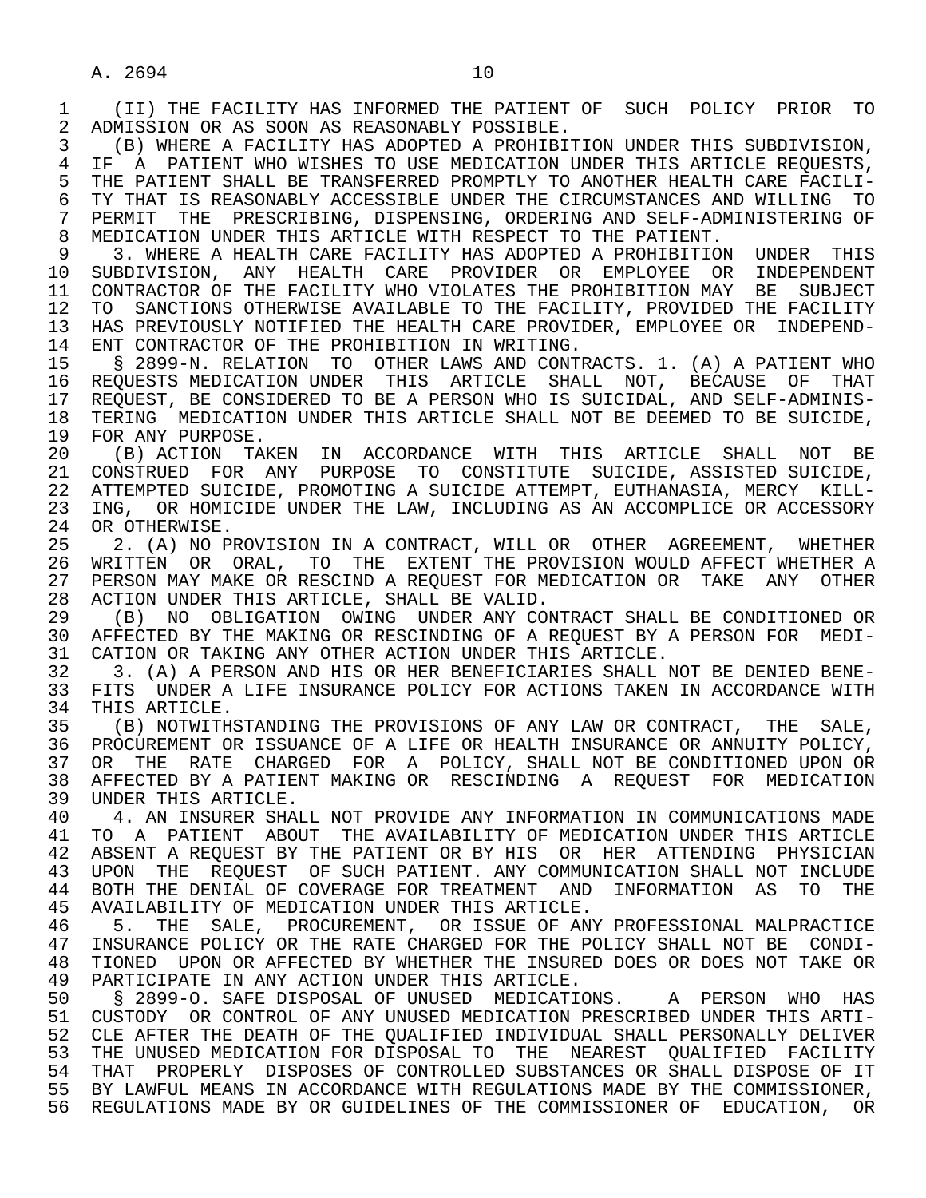(II) THE FACILITY HAS INFORMED THE PATIENT OF SUCH POLICY PRIOR TO ADMISSION OR AS SOON AS REASONABLY POSSIBLE.

(B) WHERE A FACILITY HAS ADOPTED A PROHIBITION UNDER THIS SUBDIVISION, IF A PATIENT WHO WISHES TO USE MEDICATION UNDER THIS ARTICLE REQUESTS, THE PATIENT SHALL BE TRANSFERRED PROMPTLY TO ANOTHER HEALTH CARE FACILITY THAT IS REASONABLY ACCESSIBLE UNDER THE CIRCUMSTANCES AND WILLING TO PERMIT THE PRESCRIBING, DISPENSING, ORDERING AND SELF-ADMINISTERING OF MEDICATION UNDER THIS ARTICLE WITH RESPECT TO THE PATIENT.

3. WHERE A HEALTH CARE FACILITY HAS ADOPTED A PROHIBITION UNDER THIS SUBDIVISION, ANY HEALTH CARE PROVIDER OR EMPLOYEE OR INDEPENDENT CONTRACTOR OF THE FACILITY WHO VIOLATES THE PROHIBITION MAY BE SUBJECT TO SANCTIONS OTHERWISE AVAILABLE TO THE FACILITY, PROVIDED THE FACILITY HAS PREVIOUSLY NOTIFIED THE HEALTH CARE PROVIDER, EMPLOYEE OR INDEPENDENT CONTRACTOR OF THE PROHIBITION IN WRITING.

§ 2899-N. RELATION TO OTHER LAWS AND CONTRACTS. 1. (A) A PATIENT WHO REQUESTS MEDICATION UNDER THIS ARTICLE SHALL NOT, BECAUSE OF THAT REQUEST, BE CONSIDERED TO BE A PERSON WHO IS SUICIDAL, AND SELF-ADMINISTERING MEDICATION UNDER THIS ARTICLE SHALL NOT BE DEEMED TO BE SUICIDE, FOR ANY PURPOSE.

(B) ACTION TAKEN IN ACCORDANCE WITH THIS ARTICLE SHALL NOT BE CONSTRUED FOR ANY PURPOSE TO CONSTITUTE SUICIDE, ASSISTED SUICIDE, ATTEMPTED SUICIDE, PROMOTING A SUICIDE ATTEMPT, EUTHANASIA, MERCY KILLING, OR HOMICIDE UNDER THE LAW, INCLUDING AS AN ACCOMPLICE OR ACCESSORY OR OTHERWISE.

2. (A) NO PROVISION IN A CONTRACT, WILL OR OTHER AGREEMENT, WHETHER WRITTEN OR ORAL, TO THE EXTENT THE PROVISION WOULD AFFECT WHETHER A PERSON MAY MAKE OR RESCIND A REQUEST FOR MEDICATION OR TAKE ANY OTHER ACTION UNDER THIS ARTICLE, SHALL BE VALID.

(B) NO OBLIGATION OWING UNDER ANY CONTRACT SHALL BE CONDITIONED OR AFFECTED BY THE MAKING OR RESCINDING OF A REQUEST BY A PERSON FOR MEDICATION OR TAKING ANY OTHER ACTION UNDER THIS ARTICLE.

3. (A) A PERSON AND HIS OR HER BENEFICIARIES SHALL NOT BE DENIED BENEFITS UNDER A LIFE INSURANCE POLICY FOR ACTIONS TAKEN IN ACCORDANCE WITH THIS ARTICLE.

(B) NOTWITHSTANDING THE PROVISIONS OF ANY LAW OR CONTRACT, THE SALE, PROCUREMENT OR ISSUANCE OF A LIFE OR HEALTH INSURANCE OR ANNUITY POLICY, OR THE RATE CHARGED FOR A POLICY, SHALL NOT BE CONDITIONED UPON OR AFFECTED BY A PATIENT MAKING OR RESCINDING A REQUEST FOR MEDICATION UNDER THIS ARTICLE.

4. AN INSURER SHALL NOT PROVIDE ANY INFORMATION IN COMMUNICATIONS MADE TO A PATIENT ABOUT THE AVAILABILITY OF MEDICATION UNDER THIS ARTICLE ABSENT A REQUEST BY THE PATIENT OR BY HIS OR HER ATTENDING PHYSICIAN UPON THE REQUEST OF SUCH PATIENT. ANY COMMUNICATION SHALL NOT INCLUDE BOTH THE DENIAL OF COVERAGE FOR TREATMENT AND INFORMATION AS TO THE AVAILABILITY OF MEDICATION UNDER THIS ARTICLE.

5. THE SALE, PROCUREMENT, OR ISSUE OF ANY PROFESSIONAL MALPRACTICE INSURANCE POLICY OR THE RATE CHARGED FOR THE POLICY SHALL NOT BE CONDITIONED UPON OR AFFECTED BY WHETHER THE INSURED DOES OR DOES NOT TAKE OR PARTICIPATE IN ANY ACTION UNDER THIS ARTICLE.

§ 2899-O. SAFE DISPOSAL OF UNUSED MEDICATIONS. A PERSON WHO HAS CUSTODY OR CONTROL OF ANY UNUSED MEDICATION PRESCRIBED UNDER THIS ARTICLE AFTER THE DEATH OF THE QUALIFIED INDIVIDUAL SHALL PERSONALLY DELIVER THE UNUSED MEDICATION FOR DISPOSAL TO THE NEAREST QUALIFIED FACILITY THAT PROPERLY DISPOSES OF CONTROLLED SUBSTANCES OR SHALL DISPOSE OF IT BY LAWFUL MEANS IN ACCORDANCE WITH REGULATIONS MADE BY THE COMMISSIONER, REGULATIONS MADE BY OR GUIDELINES OF THE COMMISSIONER OF EDUCATION, OR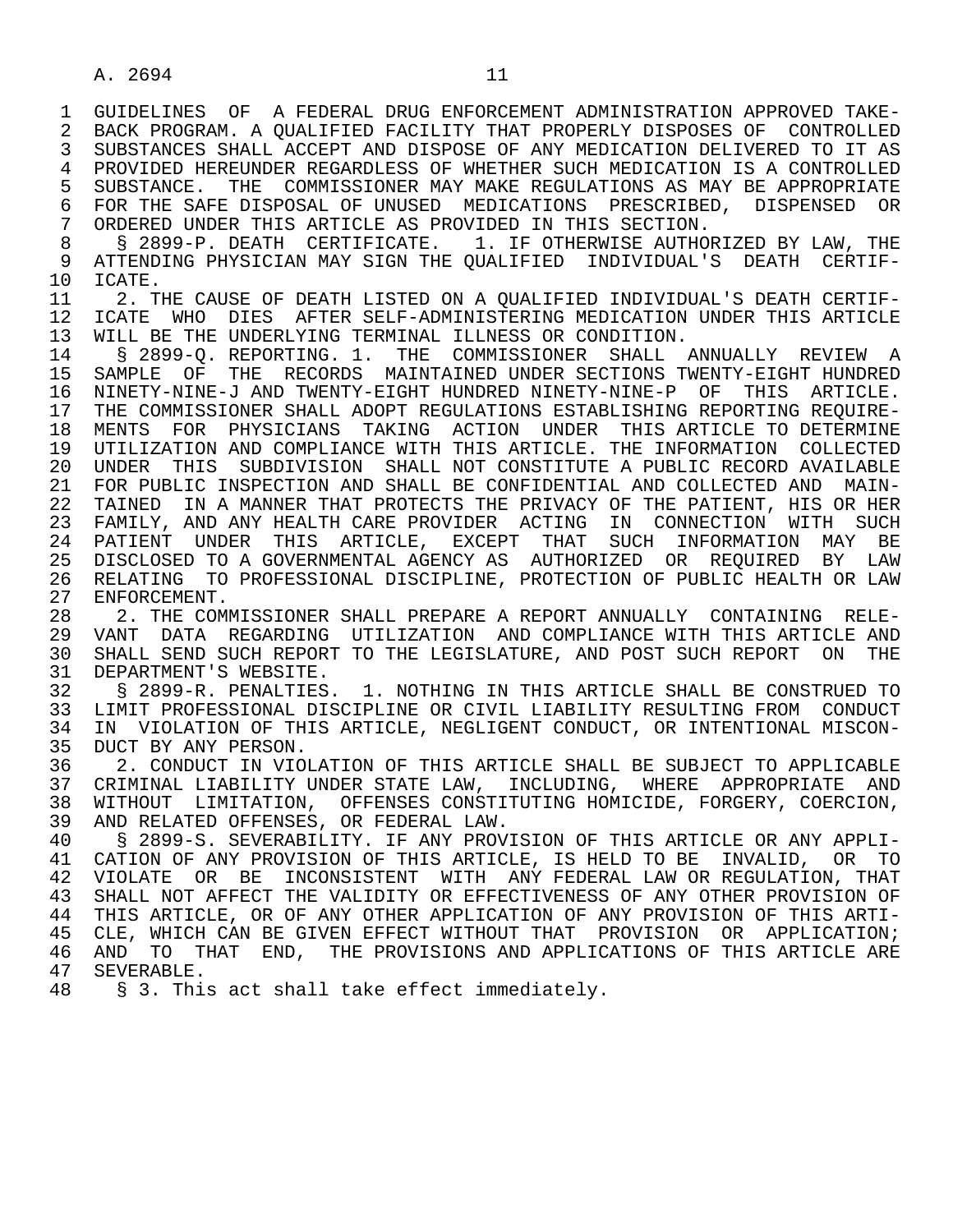GUIDELINES OF A FEDERAL DRUG ENFORCEMENT ADMINISTRATION APPROVED TAKE-BACK PROGRAM. A QUALIFIED FACILITY THAT PROPERLY DISPOSES OF CONTROLLED SUBSTANCES SHALL ACCEPT AND DISPOSE OF ANY MEDICATION DELIVERED TO IT AS PROVIDED HEREUNDER REGARDLESS OF WHETHER SUCH MEDICATION IS A CONTROLLED SUBSTANCE. THE COMMISSIONER MAY MAKE REGULATIONS AS MAY BE APPROPRIATE FOR THE SAFE DISPOSAL OF UNUSED MEDICATIONS PRESCRIBED, DISPENSED OR ORDERED UNDER THIS ARTICLE AS PROVIDED IN THIS SECTION.

§ 2899-P. DEATH CERTIFICATE. 1. IF OTHERWISE AUTHORIZED BY LAW, THE ATTENDING PHYSICIAN MAY SIGN THE QUALIFIED INDIVIDUAL'S DEATH CERTIFICATE.

2. THE CAUSE OF DEATH LISTED ON A QUALIFIED INDIVIDUAL'S DEATH CERTIFICATE WHO DIES AFTER SELF-ADMINISTERING MEDICATION UNDER THIS ARTICLE WILL BE THE UNDERLYING TERMINAL ILLNESS OR CONDITION.

§ 2899-Q. REPORTING. 1. THE COMMISSIONER SHALL ANNUALLY REVIEW A SAMPLE OF THE RECORDS MAINTAINED UNDER SECTIONS TWENTY-EIGHT HUNDRED NINETY-NINE-J AND TWENTY-EIGHT HUNDRED NINETY-NINE-P OF THIS ARTICLE. THE COMMISSIONER SHALL ADOPT REGULATIONS ESTABLISHING REPORTING REQUIREMENTS FOR PHYSICIANS TAKING ACTION UNDER THIS ARTICLE TO DETERMINE UTILIZATION AND COMPLIANCE WITH THIS ARTICLE. THE INFORMATION COLLECTED UNDER THIS SUBDIVISION SHALL NOT CONSTITUTE A PUBLIC RECORD AVAILABLE FOR PUBLIC INSPECTION AND SHALL BE CONFIDENTIAL AND COLLECTED AND MAINTAINED IN A MANNER THAT PROTECTS THE PRIVACY OF THE PATIENT, HIS OR HER FAMILY, AND ANY HEALTH CARE PROVIDER ACTING IN CONNECTION WITH SUCH PATIENT UNDER THIS ARTICLE, EXCEPT THAT SUCH INFORMATION MAY BE DISCLOSED TO A GOVERNMENTAL AGENCY AS AUTHORIZED OR REQUIRED BY LAW RELATING TO PROFESSIONAL DISCIPLINE, PROTECTION OF PUBLIC HEALTH OR LAW ENFORCEMENT.

2. THE COMMISSIONER SHALL PREPARE A REPORT ANNUALLY CONTAINING RELEVANT DATA REGARDING UTILIZATION AND COMPLIANCE WITH THIS ARTICLE AND SHALL SEND SUCH REPORT TO THE LEGISLATURE, AND POST SUCH REPORT ON THE DEPARTMENT'S WEBSITE.

§ 2899-R. PENALTIES. 1. NOTHING IN THIS ARTICLE SHALL BE CONSTRUED TO LIMIT PROFESSIONAL DISCIPLINE OR CIVIL LIABILITY RESULTING FROM CONDUCT IN VIOLATION OF THIS ARTICLE, NEGLIGENT CONDUCT, OR INTENTIONAL MISCONDUCT BY ANY PERSON.

2. CONDUCT IN VIOLATION OF THIS ARTICLE SHALL BE SUBJECT TO APPLICABLE CRIMINAL LIABILITY UNDER STATE LAW, INCLUDING, WHERE APPROPRIATE AND WITHOUT LIMITATION, OFFENSES CONSTITUTING HOMICIDE, FORGERY, COERCION, AND RELATED OFFENSES, OR FEDERAL LAW.

§ 2899-S. SEVERABILITY. IF ANY PROVISION OF THIS ARTICLE OR ANY APPLICATION OF ANY PROVISION OF THIS ARTICLE, IS HELD TO BE INVALID, OR TO VIOLATE OR BE INCONSISTENT WITH ANY FEDERAL LAW OR REGULATION, THAT SHALL NOT AFFECT THE VALIDITY OR EFFECTIVENESS OF ANY OTHER PROVISION OF THIS ARTICLE, OR OF ANY OTHER APPLICATION OF ANY PROVISION OF THIS ARTICLE, WHICH CAN BE GIVEN EFFECT WITHOUT THAT PROVISION OR APPLICATION; AND TO THAT END, THE PROVISIONS AND APPLICATIONS OF THIS ARTICLE ARE SEVERABLE.

§ 3. This act shall take effect immediately.